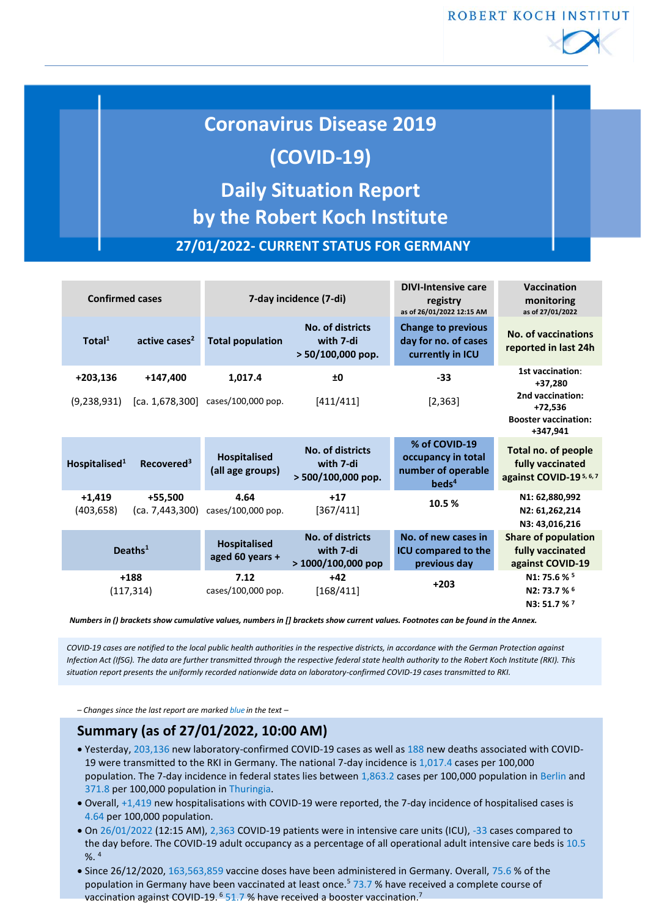# Coronavirus Disease 2019 (COVID-19)

# Daily Situation Report by the Robert Koch Institute

## 27/01/2022- CURRENT STATUS FOR GERMANY

| Confirmed cases | | 7-day incidence (7-di) | | DIVI-Intensive care registry as of 26/01/2022 12:15 AM | Vaccination monitoring as of 27/01/2022 |
|---|---|---|---|---|---|
| **Total[1]** | **active cases[2]** | **Total population** | **No. of districts with 7-di > 50/100,000 pop.** | **Change to previous day for no. of cases currently in ICU** | **No. of vaccinations reported in last 24h** |
| **+203,136** (9,238,931) | **+147,400** [ca. 1,678,300] | **1,017.4** cases/100,000 pop. | **±0** [411/411] | **-33** [2,363] | **1st vaccination: +37,280** **2nd vaccination: +72,536** **Booster vaccination: +347,941** |
| **Hospitalised[1]** | **Recovered[3]** | **Hospitalised (all age groups)** | **No. of districts with 7-di > 500/100,000 pop.** | **% of COVID-19 occupancy in total number of operable beds[4]** | **Total no. of people fully vaccinated against COVID-19[5, 6, 7]** |
| **+1,419** (403,658) | **+55,500** (ca. 7,443,300) | **4.64** cases/100,000 pop. | **+17** [367/411] | **10.5 %** | **N1: 62,880,992** **N2: 61,262,214** **N3: 43,016,216** |
| **Deaths[1]** | | **Hospitalised aged 60 years +** | **No. of districts with 7-di > 1000/100,000 pop** | **No. of new cases in ICU compared to the previous day** | **Share of population fully vaccinated against COVID-19** |
| **+188** (117,314) | | **7.12** cases/100,000 pop. | **+42** [168/411] | **+203** | **N1: 75.6 %[5]** **N2: 73.7 %[6]** **N3: 51.7 %[7]** |

***Numbers in () brackets show cumulative values, numbers in [] brackets show current values. Footnotes can be found in the Annex.***

*COVID-19 cases are notified to the local public health authorities in the respective districts, in accordance with the German Protection against Infection Act (IfSG). The data are further transmitted through the respective federal state health authority to the Robert Koch Institute (RKI). This situation report presents the uniformly recorded nationwide data on laboratory-confirmed COVID-19 cases transmitted to RKI.*

*– Changes since the last report are marked blue in the text –*

## Summary (as of 27/01/2022, 10:00 AM)

- Yesterday, 203,136 new laboratory-confirmed COVID-19 cases as well as 188 new deaths associated with COVID-19 were transmitted to the RKI in Germany. The national 7-day incidence is 1,017.4 cases per 100,000 population. The 7-day incidence in federal states lies between 1,863.2 cases per 100,000 population in Berlin and 371.8 per 100,000 population in Thuringia.
- Overall, +1,419 new hospitalisations with COVID-19 were reported, the 7-day incidence of hospitalised cases is 4.64 per 100,000 population.
- On 26/01/2022 (12:15 AM), 2,363 COVID-19 patients were in intensive care units (ICU), -33 cases compared to the day before. The COVID-19 adult occupancy as a percentage of all operational adult intensive care beds is 10.5 %.[4]
- Since 26/12/2020, 163,563,859 vaccine doses have been administered in Germany. Overall, 75.6 % of the population in Germany have been vaccinated at least once.[5] 73.7 % have received a complete course of vaccination against COVID-19.[6] 51.7 % have received a booster vaccination.[7]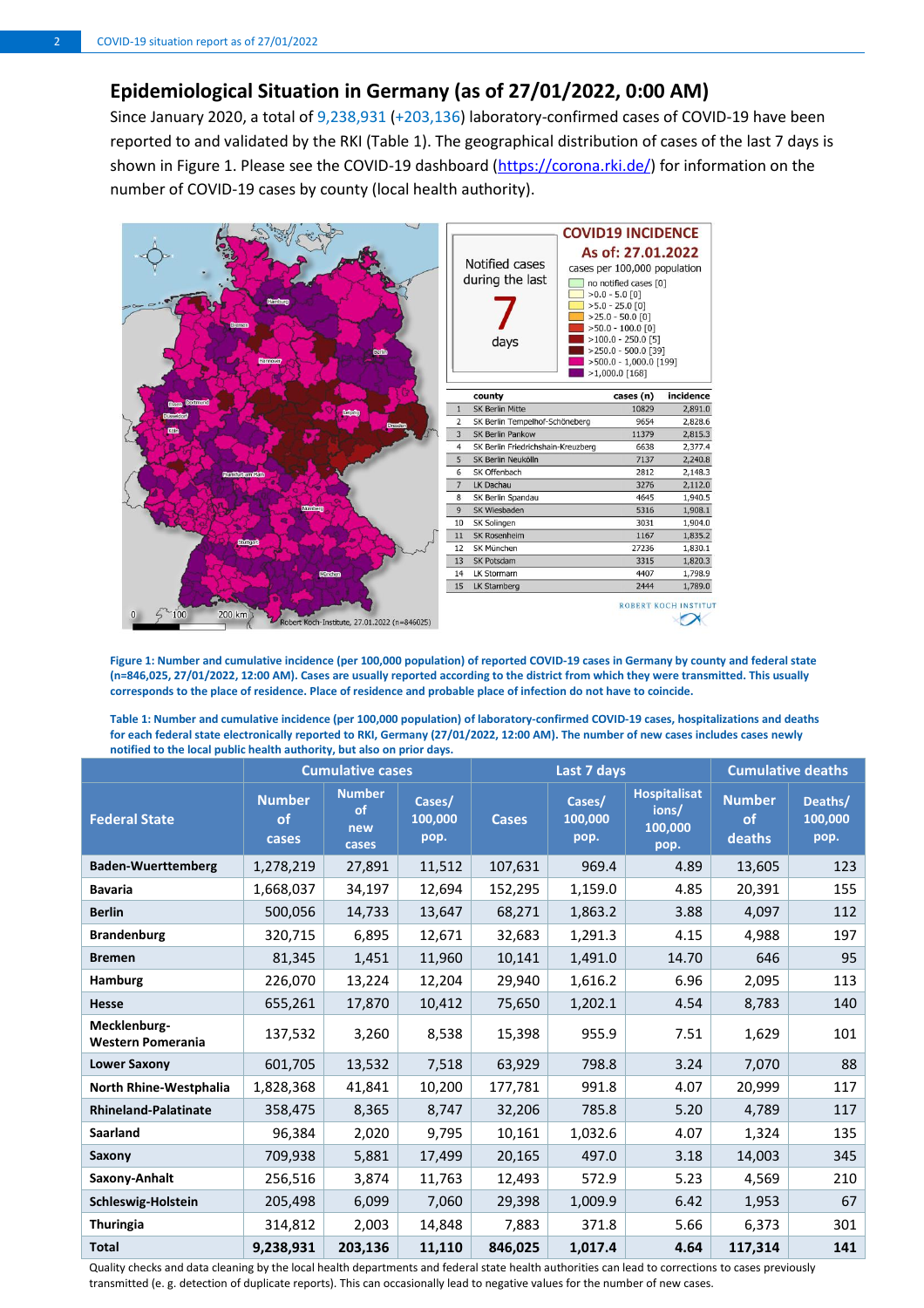## Epidemiological Situation in Germany (as of 27/01/2022, 0:00 AM)

Since January 2020, a total of 9,238,931 (+203,136) laboratory-confirmed cases of COVID-19 have been reported to and validated by the RKI (Table 1). The geographical distribution of cases of the last 7 days is shown in Figure 1. Please see the COVID-19 dashboard (https://corona.rki.de/) for information on the number of COVID-19 cases by county (local health authority).

**Figure 1: Number and cumulative incidence (per 100,000 population) of reported COVID-19 cases in Germany by county and federal state (n=846,025, 27/01/2022, 12:00 AM). Cases are usually reported according to the district from which they were transmitted. This usually corresponds to the place of residence. Place of residence and probable place of infection do not have to coincide.**

**Table 1: Number and cumulative incidence (per 100,000 population) of laboratory-confirmed COVID-19 cases, hospitalizations and deaths for each federal state electronically reported to RKI, Germany (27/01/2022, 12:00 AM). The number of new cases includes cases newly notified to the local public health authority, but also on prior days.**

| Federal State | Cumulative cases | | | Last 7 days | | | Cumulative deaths | |
|---|---|---|---|---|---|---|---|---|
| | Number of cases | Number of new cases | Cases/ 100,000 pop. | Cases | Cases/ 100,000 pop. | Hospitalisations/ 100,000 pop. | Number of deaths | Deaths/ 100,000 pop. |
| **Baden-Wuerttemberg** | 1,278,219 | 27,891 | 11,512 | 107,631 | 969.4 | 4.89 | 13,605 | 123 |
| **Bavaria** | 1,668,037 | 34,197 | 12,694 | 152,295 | 1,159.0 | 4.85 | 20,391 | 155 |
| **Berlin** | 500,056 | 14,733 | 13,647 | 68,271 | 1,863.2 | 3.88 | 4,097 | 112 |
| **Brandenburg** | 320,715 | 6,895 | 12,671 | 32,683 | 1,291.3 | 4.15 | 4,988 | 197 |
| **Bremen** | 81,345 | 1,451 | 11,960 | 10,141 | 1,491.0 | 14.70 | 646 | 95 |
| **Hamburg** | 226,070 | 13,224 | 12,204 | 29,940 | 1,616.2 | 6.96 | 2,095 | 113 |
| **Hesse** | 655,261 | 17,870 | 10,412 | 75,650 | 1,202.1 | 4.54 | 8,783 | 140 |
| **Mecklenburg-Western Pomerania** | 137,532 | 3,260 | 8,538 | 15,398 | 955.9 | 7.51 | 1,629 | 101 |
| **Lower Saxony** | 601,705 | 13,532 | 7,518 | 63,929 | 798.8 | 3.24 | 7,070 | 88 |
| **North Rhine-Westphalia** | 1,828,368 | 41,841 | 10,200 | 177,781 | 991.8 | 4.07 | 20,999 | 117 |
| **Rhineland-Palatinate** | 358,475 | 8,365 | 8,747 | 32,206 | 785.8 | 5.20 | 4,789 | 117 |
| **Saarland** | 96,384 | 2,020 | 9,795 | 10,161 | 1,032.6 | 4.07 | 1,324 | 135 |
| **Saxony** | 709,938 | 5,881 | 17,499 | 20,165 | 497.0 | 3.18 | 14,003 | 345 |
| **Saxony-Anhalt** | 256,516 | 3,874 | 11,763 | 12,493 | 572.9 | 5.23 | 4,569 | 210 |
| **Schleswig-Holstein** | 205,498 | 6,099 | 7,060 | 29,398 | 1,009.9 | 6.42 | 1,953 | 67 |
| **Thuringia** | 314,812 | 2,003 | 14,848 | 7,883 | 371.8 | 5.66 | 6,373 | 301 |
| **Total** | **9,238,931** | **203,136** | **11,110** | **846,025** | **1,017.4** | **4.64** | **117,314** | **141** |

Quality checks and data cleaning by the local health departments and federal state health authorities can lead to corrections to cases previously transmitted (e. g. detection of duplicate reports). This can occasionally lead to negative values for the number of new cases.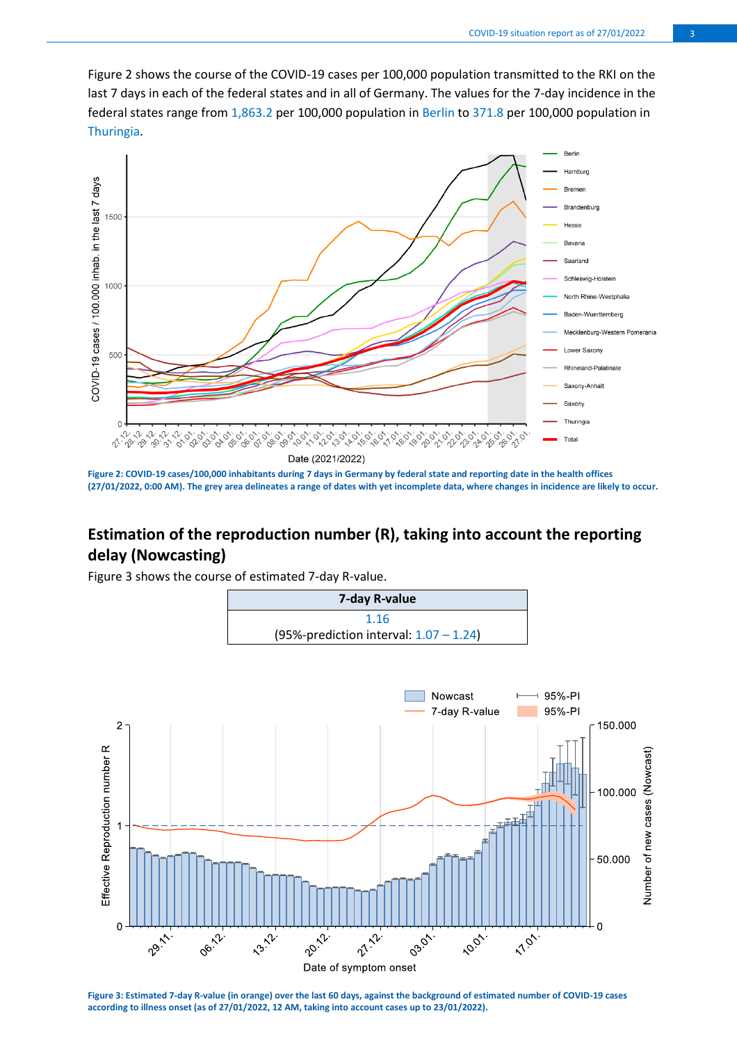Figure 2 shows the course of the COVID-19 cases per 100,000 population transmitted to the RKI on the last 7 days in each of the federal states and in all of Germany. The values for the 7-day incidence in the federal states range from 1,863.2 per 100,000 population in Berlin to 371.8 per 100,000 population in Thuringia.

**Figure 2: COVID-19 cases/100,000 inhabitants during 7 days in Germany by federal state and reporting date in the health offices (27/01/2022, 0:00 AM). The grey area delineates a range of dates with yet incomplete data, where changes in incidence are likely to occur.**

## Estimation of the reproduction number (R), taking into account the reporting delay (Nowcasting)

Figure 3 shows the course of estimated 7-day R-value.

| 7-day R-value |
|---|
| 1.16<br>(95%-prediction interval: 1.07 – 1.24) |

**Figure 3: Estimated 7-day R-value (in orange) over the last 60 days, against the background of estimated number of COVID-19 cases according to illness onset (as of 27/01/2022, 12 AM, taking into account cases up to 23/01/2022).**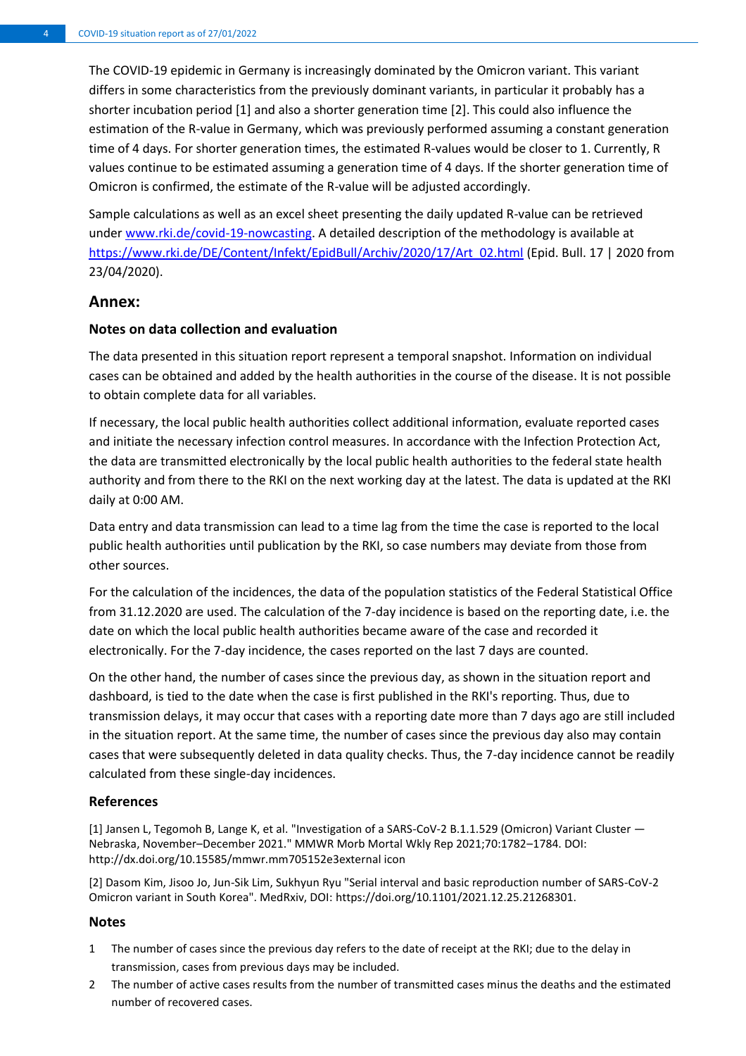The COVID-19 epidemic in Germany is increasingly dominated by the Omicron variant. This variant differs in some characteristics from the previously dominant variants, in particular it probably has a shorter incubation period [1] and also a shorter generation time [2]. This could also influence the estimation of the R-value in Germany, which was previously performed assuming a constant generation time of 4 days. For shorter generation times, the estimated R-values would be closer to 1. Currently, R values continue to be estimated assuming a generation time of 4 days. If the shorter generation time of Omicron is confirmed, the estimate of the R-value will be adjusted accordingly.

Sample calculations as well as an excel sheet presenting the daily updated R-value can be retrieved under [www.rki.de/covid-19-nowcasting](www.rki.de/covid-19-nowcasting). A detailed description of the methodology is available at [https://www.rki.de/DE/Content/Infekt/EpidBull/Archiv/2020/17/Art_02.html](https://www.rki.de/DE/Content/Infekt/EpidBull/Archiv/2020/17/Art_02.html) (Epid. Bull. 17 | 2020 from 23/04/2020).

## Annex:

### Notes on data collection and evaluation

The data presented in this situation report represent a temporal snapshot. Information on individual cases can be obtained and added by the health authorities in the course of the disease. It is not possible to obtain complete data for all variables.

If necessary, the local public health authorities collect additional information, evaluate reported cases and initiate the necessary infection control measures. In accordance with the Infection Protection Act, the data are transmitted electronically by the local public health authorities to the federal state health authority and from there to the RKI on the next working day at the latest. The data is updated at the RKI daily at 0:00 AM.

Data entry and data transmission can lead to a time lag from the time the case is reported to the local public health authorities until publication by the RKI, so case numbers may deviate from those from other sources.

For the calculation of the incidences, the data of the population statistics of the Federal Statistical Office from 31.12.2020 are used. The calculation of the 7-day incidence is based on the reporting date, i.e. the date on which the local public health authorities became aware of the case and recorded it electronically. For the 7-day incidence, the cases reported on the last 7 days are counted.

On the other hand, the number of cases since the previous day, as shown in the situation report and dashboard, is tied to the date when the case is first published in the RKI's reporting. Thus, due to transmission delays, it may occur that cases with a reporting date more than 7 days ago are still included in the situation report. At the same time, the number of cases since the previous day also may contain cases that were subsequently deleted in data quality checks. Thus, the 7-day incidence cannot be readily calculated from these single-day incidences.

### References

[1] Jansen L, Tegomoh B, Lange K, et al. "Investigation of a SARS-CoV-2 B.1.1.529 (Omicron) Variant Cluster — Nebraska, November–December 2021." MMWR Morb Mortal Wkly Rep 2021;70:1782–1784. DOI: http://dx.doi.org/10.15585/mmwr.mm705152e3external icon

[2] Dasom Kim, Jisoo Jo, Jun-Sik Lim, Sukhyun Ryu "Serial interval and basic reproduction number of SARS-CoV-2 Omicron variant in South Korea". MedRxiv, DOI: https://doi.org/10.1101/2021.12.25.21268301.

### Notes

1. The number of cases since the previous day refers to the date of receipt at the RKI; due to the delay in transmission, cases from previous days may be included.
2. The number of active cases results from the number of transmitted cases minus the deaths and the estimated number of recovered cases.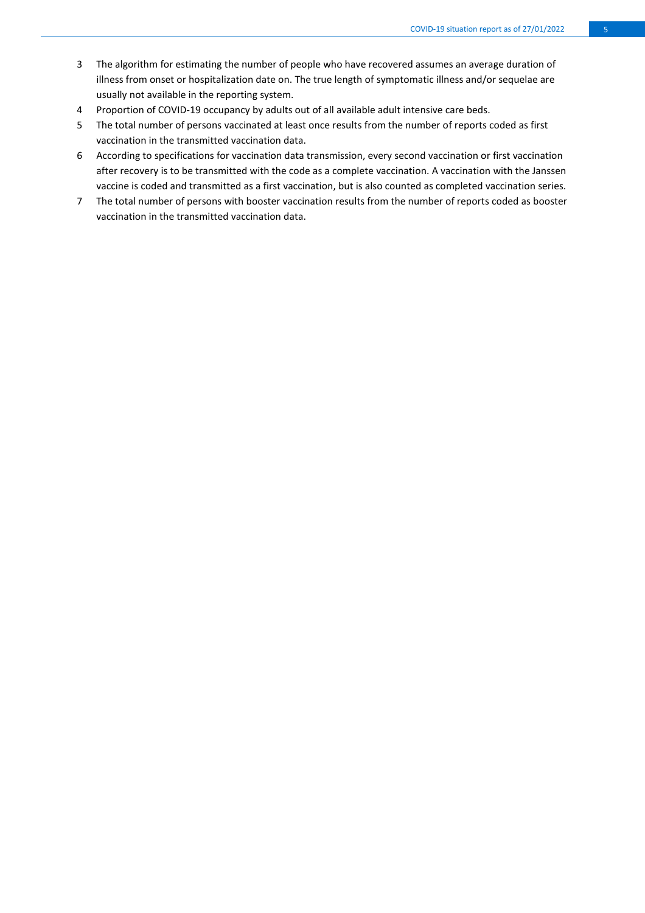3. The algorithm for estimating the number of people who have recovered assumes an average duration of illness from onset or hospitalization date on. The true length of symptomatic illness and/or sequelae are usually not available in the reporting system.
4. Proportion of COVID-19 occupancy by adults out of all available adult intensive care beds.
5. The total number of persons vaccinated at least once results from the number of reports coded as first vaccination in the transmitted vaccination data.
6. According to specifications for vaccination data transmission, every second vaccination or first vaccination after recovery is to be transmitted with the code as a complete vaccination. A vaccination with the Janssen vaccine is coded and transmitted as a first vaccination, but is also counted as completed vaccination series.
7. The total number of persons with booster vaccination results from the number of reports coded as booster vaccination in the transmitted vaccination data.